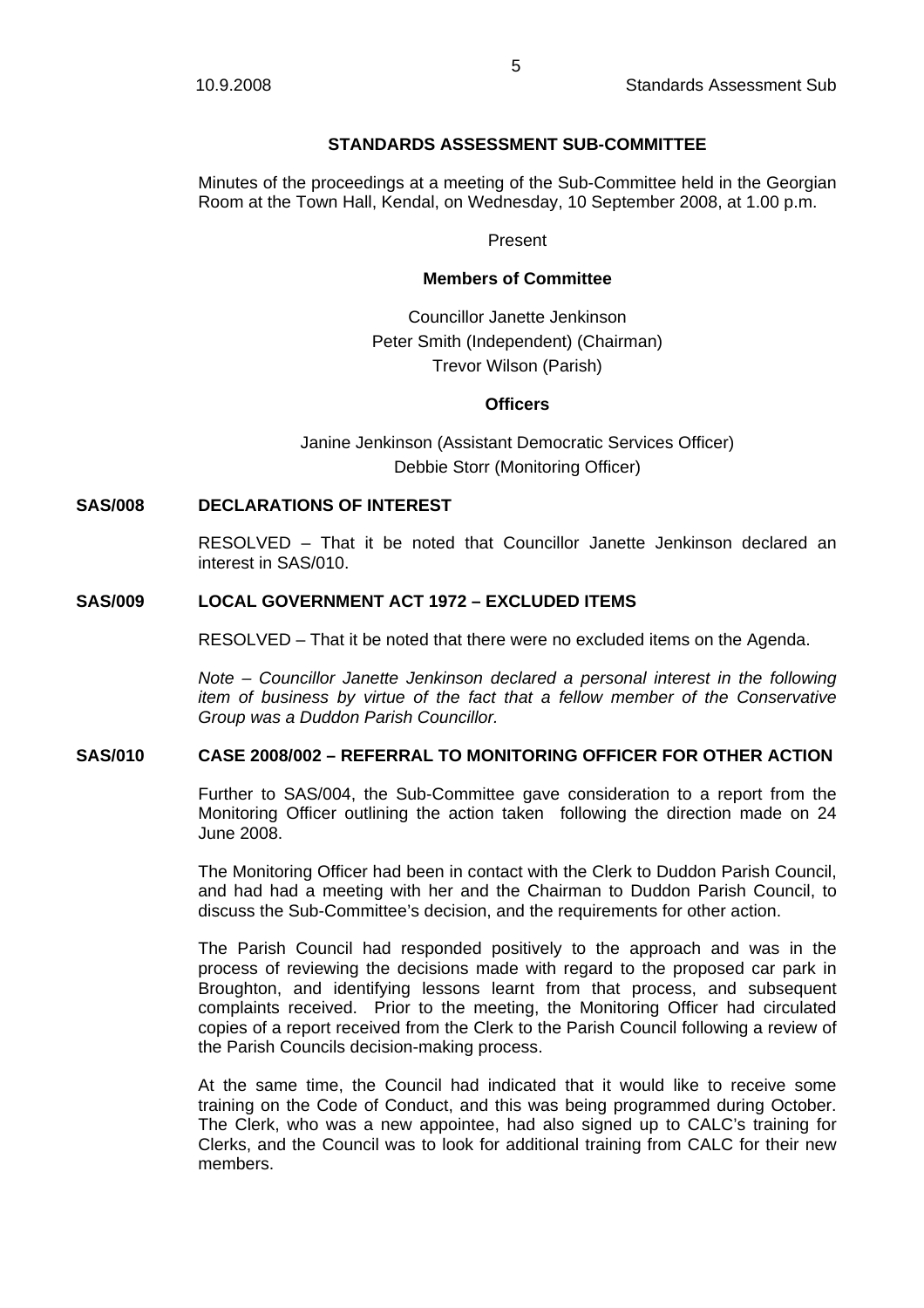## STANDARDS ASSESSMENT SUB-COMMITTEE

Minutes of the proceedings at a meeting of the Sub-Committee held in the Georgian Room at the Town Hall, Kendal, on Wednesday, 10 September 2008, at 1.00 p.m.

Present

**Members of Committee**

Councillor Janette Jenkinson
Peter Smith (Independent) (Chairman)
Trevor Wilson (Parish)

**Officers**

Janine Jenkinson (Assistant Democratic Services Officer)
Debbie Storr (Monitoring Officer)

### SAS/008 DECLARATIONS OF INTEREST

RESOLVED – That it be noted that Councillor Janette Jenkinson declared an interest in SAS/010.

### SAS/009 LOCAL GOVERNMENT ACT 1972 – EXCLUDED ITEMS

RESOLVED – That it be noted that there were no excluded items on the Agenda.

*Note – Councillor Janette Jenkinson declared a personal interest in the following item of business by virtue of the fact that a fellow member of the Conservative Group was a Duddon Parish Councillor.*

### SAS/010 CASE 2008/002 – REFERRAL TO MONITORING OFFICER FOR OTHER ACTION

Further to SAS/004, the Sub-Committee gave consideration to a report from the Monitoring Officer outlining the action taken following the direction made on 24 June 2008.

The Monitoring Officer had been in contact with the Clerk to Duddon Parish Council, and had had a meeting with her and the Chairman to Duddon Parish Council, to discuss the Sub-Committee's decision, and the requirements for other action.

The Parish Council had responded positively to the approach and was in the process of reviewing the decisions made with regard to the proposed car park in Broughton, and identifying lessons learnt from that process, and subsequent complaints received. Prior to the meeting, the Monitoring Officer had circulated copies of a report received from the Clerk to the Parish Council following a review of the Parish Councils decision-making process.

At the same time, the Council had indicated that it would like to receive some training on the Code of Conduct, and this was being programmed during October. The Clerk, who was a new appointee, had also signed up to CALC's training for Clerks, and the Council was to look for additional training from CALC for their new members.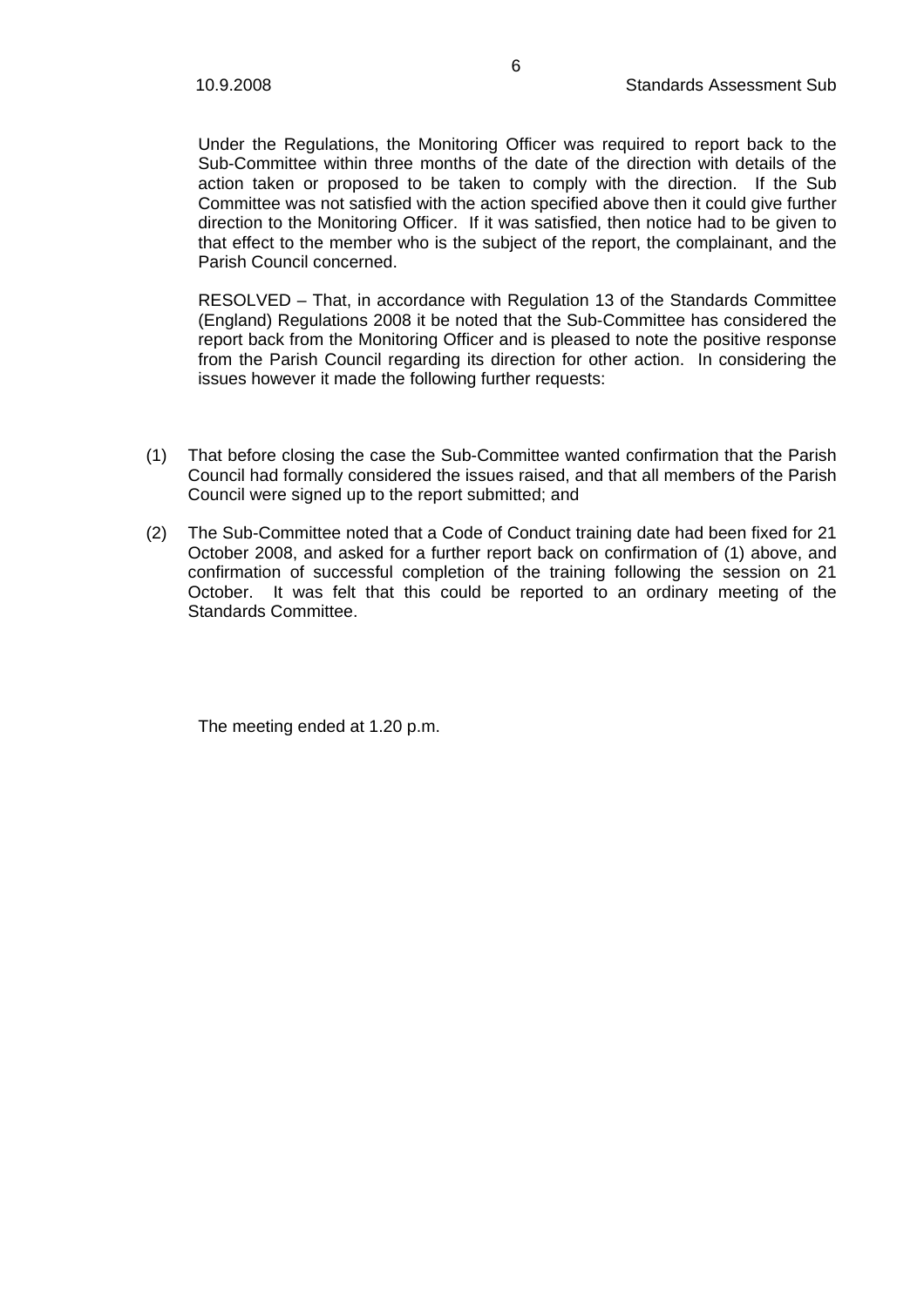Under the Regulations, the Monitoring Officer was required to report back to the Sub-Committee within three months of the date of the direction with details of the action taken or proposed to be taken to comply with the direction. If the Sub Committee was not satisfied with the action specified above then it could give further direction to the Monitoring Officer. If it was satisfied, then notice had to be given to that effect to the member who is the subject of the report, the complainant, and the Parish Council concerned.

RESOLVED – That, in accordance with Regulation 13 of the Standards Committee (England) Regulations 2008 it be noted that the Sub-Committee has considered the report back from the Monitoring Officer and is pleased to note the positive response from the Parish Council regarding its direction for other action. In considering the issues however it made the following further requests:

(1) That before closing the case the Sub-Committee wanted confirmation that the Parish Council had formally considered the issues raised, and that all members of the Parish Council were signed up to the report submitted; and

(2) The Sub-Committee noted that a Code of Conduct training date had been fixed for 21 October 2008, and asked for a further report back on confirmation of (1) above, and confirmation of successful completion of the training following the session on 21 October. It was felt that this could be reported to an ordinary meeting of the Standards Committee.

The meeting ended at 1.20 p.m.